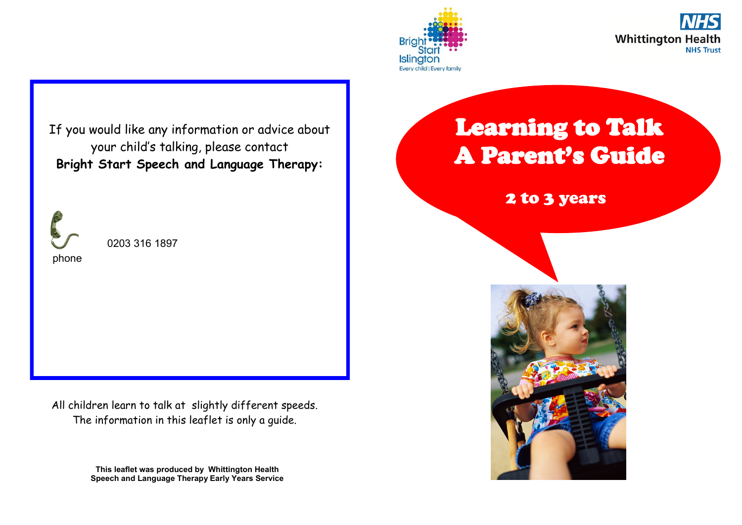Bright Start Islington
Every child | Every family

NHS
Whittington Health
NHS Trust

If you would like any information or advice about your child's talking, please contact **Bright Start Speech and Language Therapy:**

phone 0203 316 1897

All children learn to talk at slightly different speeds. The information in this leaflet is only a guide.

**This leaflet was produced by Whittington Health Speech and Language Therapy Early Years Service**

# Learning to Talk A Parent's Guide

## 2 to 3 years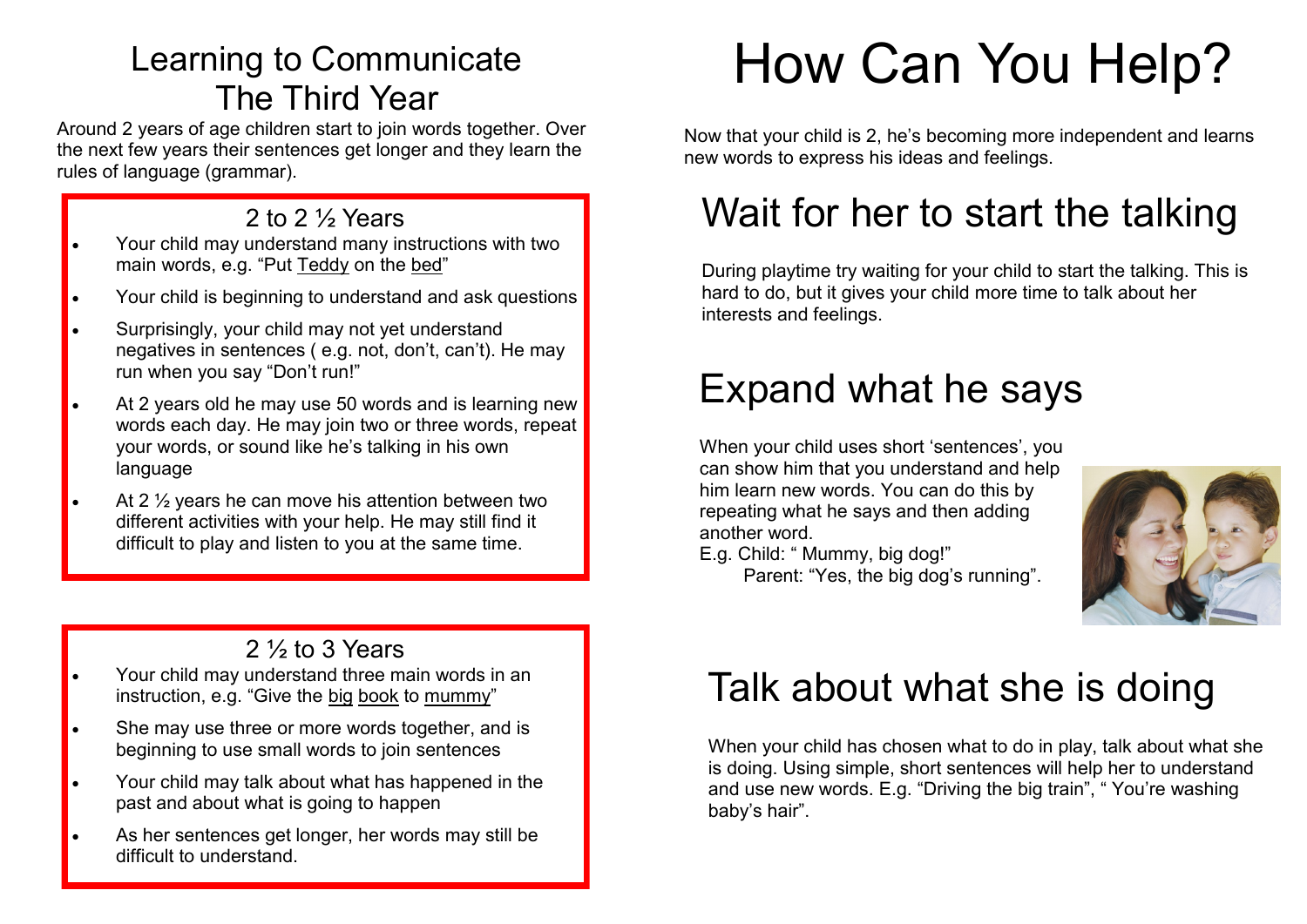# Learning to Communicate The Third Year

Around 2 years of age children start to join words together. Over the next few years their sentences get longer and they learn the rules of language (grammar).

## 2 to 2 ½ Years

- Your child may understand many instructions with two main words, e.g. "Put Teddy on the bed"
- Your child is beginning to understand and ask questions
- Surprisingly, your child may not yet understand negatives in sentences ( e.g. not, don't, can't). He may run when you say "Don't run!"
- At 2 years old he may use 50 words and is learning new words each day. He may join two or three words, repeat your words, or sound like he's talking in his own language
- At 2 ½ years he can move his attention between two different activities with your help. He may still find it difficult to play and listen to you at the same time.

## 2 ½ to 3 Years

- Your child may understand three main words in an instruction, e.g. "Give the big book to mummy"
- She may use three or more words together, and is beginning to use small words to join sentences
- Your child may talk about what has happened in the past and about what is going to happen
- As her sentences get longer, her words may still be difficult to understand.

# How Can You Help?

Now that your child is 2, he's becoming more independent and learns new words to express his ideas and feelings.

## Wait for her to start the talking

During playtime try waiting for your child to start the talking. This is hard to do, but it gives your child more time to talk about her interests and feelings.

## Expand what he says

When your child uses short 'sentences', you can show him that you understand and help him learn new words. You can do this by repeating what he says and then adding another word.

E.g. Child: " Mummy, big dog!"

Parent: "Yes, the big dog's running".

## Talk about what she is doing

When your child has chosen what to do in play, talk about what she is doing. Using simple, short sentences will help her to understand and use new words. E.g. "Driving the big train", " You're washing baby's hair".